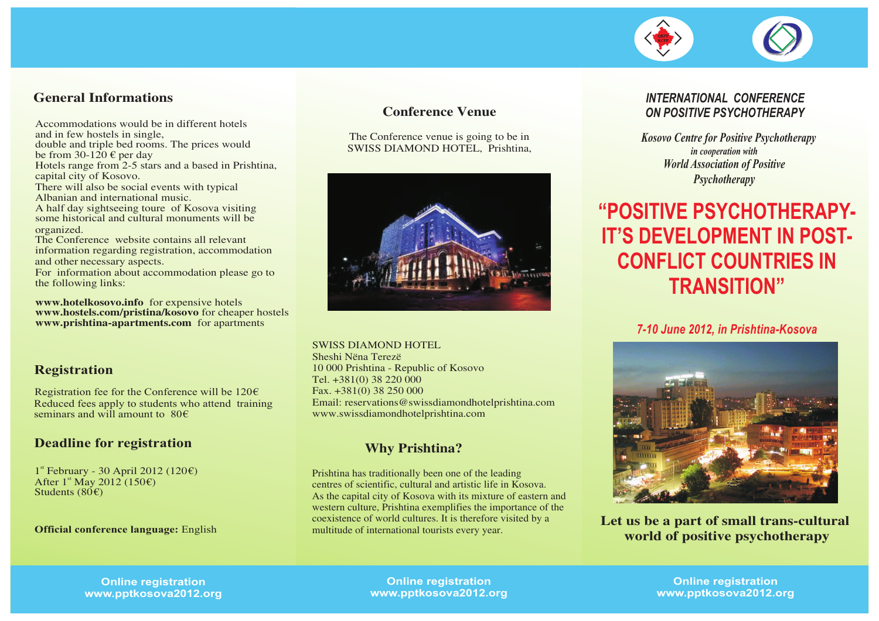## General Informations

Accommodations would be in different hotels and in few hostels in single, double and triple bed rooms. The prices would be from 30-120 € per day
Hotels range from 2-5 stars and a based in Prishtina, capital city of Kosovo.
There will also be social events with typical Albanian and international music.
A half day sightseeing toure of Kosova visiting some historical and cultural monuments will be organized.
The Conference website contains all relevant information regarding registration, accommodation and other necessary aspects.
For information about accommodation please go to the following links:

**www.hotelkosovo.info** for expensive hotels
**www.hostels.com/pristina/kosovo** for cheaper hostels
**www.prishtina-apartments.com** for apartments

## Registration

Registration fee for the Conference will be 120€
Reduced fees apply to students who attend training seminars and will amount to 80€

## Deadline for registration

1st February - 30 April 2012 (120€)
After 1st May 2012 (150€)
Students (80€)

**Official conference language:** English

Online registration
www.pptkosova2012.org

## Conference Venue

The Conference venue is going to be in SWISS DIAMOND HOTEL, Prishtina,

SWISS DIAMOND HOTEL
Sheshi Nëna Terezë
10 000 Prishtina - Republic of Kosovo
Tel. +381(0) 38 220 000
Fax. +381(0) 38 250 000
Email: reservations@swissdiamondhotelprishtina.com
www.swissdiamondhotelprishtina.com

## Why Prishtina?

Prishtina has traditionally been one of the leading centres of scientific, cultural and artistic life in Kosova. As the capital city of Kosova with its mixture of eastern and western culture, Prishtina exemplifies the importance of the coexistence of world cultures. It is therefore visited by a multitude of international tourists every year.

Online registration
www.pptkosova2012.org

***INTERNATIONAL CONFERENCE ON POSITIVE PSYCHOTHERAPY***

*Kosovo Centre for Positive Psychotherapy*
*in cooperation with*
*World Association of Positive Psychotherapy*

# "POSITIVE PSYCHOTHERAPY- IT'S DEVELOPMENT IN POST-CONFLICT COUNTRIES IN TRANSITION"

***7-10 June 2012, in Prishtina-Kosova***

**Let us be a part of small trans-cultural world of positive psychotherapy**

Online registration
www.pptkosova2012.org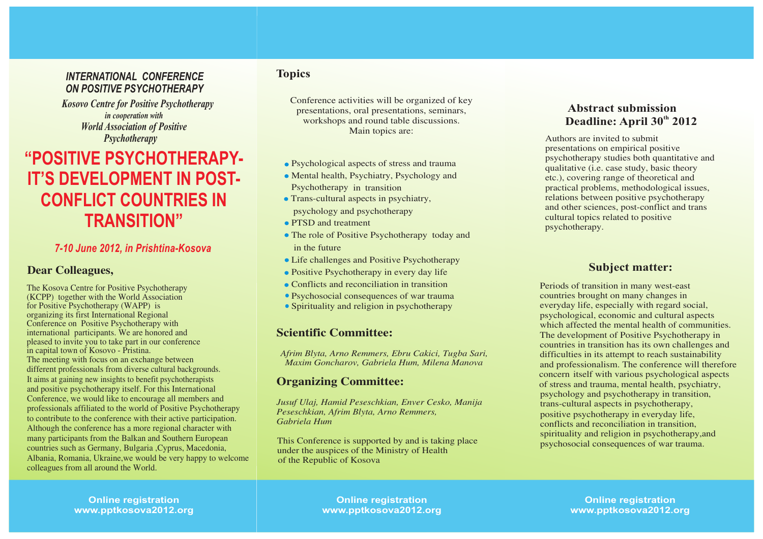*INTERNATIONAL CONFERENCE ON POSITIVE PSYCHOTHERAPY*

*Kosovo Centre for Positive Psychotherapy*
*in cooperation with*
*World Association of Positive Psychotherapy*

# "POSITIVE PSYCHOTHERAPY- IT'S DEVELOPMENT IN POST-CONFLICT COUNTRIES IN TRANSITION"

*7-10 June 2012, in Prishtina-Kosova*

## Dear Colleagues,

The Kosova Centre for Positive Psychotherapy (KCPP) together with the World Association for Positive Psychotherapy (WAPP) is organizing its first International Regional Conference on Positive Psychotherapy with international participants. We are honored and pleased to invite you to take part in our conference in capital town of Kosovo - Pristina.
The meeting with focus on an exchange between different professionals from diverse cultural backgrounds. It aims at gaining new insights to benefit psychotherapists and positive psychotherapy itself. For this International Conference, we would like to encourage all members and professionals affiliated to the world of Positive Psychotherapy to contribute to the conference with their active participation. Although the conference has a more regional character with many participants from the Balkan and Southern European countries such as Germany, Bulgaria ,Cyprus, Macedonia, Albania, Romania, Ukraine,we would be very happy to welcome colleagues from all around the World.

**Online registration**
**www.pptkosova2012.org**

## Topics

Conference activities will be organized of key presentations, oral presentations, seminars, workshops and round table discussions.
Main topics are:

- Psychological aspects of stress and trauma
- Mental health, Psychiatry, Psychology and Psychotherapy in transition
- Trans-cultural aspects in psychiatry, psychology and psychotherapy
- PTSD and treatment
- The role of Positive Psychotherapy today and in the future
- Life challenges and Positive Psychotherapy
- Positive Psychotherapy in every day life
- Conflicts and reconciliation in transition
- Psychosocial consequences of war trauma
- Spirituality and religion in psychotherapy

## Scientific Committee:

*Afrim Blyta, Arno Remmers, Ebru Cakici, Tugba Sari, Maxim Goncharov, Gabriela Hum, Milena Manova*

## Organizing Committee:

*Jusuf Ulaj, Hamid Peseschkian, Enver Cesko, Manija Peseschkian, Afrim Blyta, Arno Remmers, Gabriela Hum*

This Conference is supported by and is taking place under the auspices of the Ministry of Health of the Republic of Kosova

**Online registration**
**www.pptkosova2012.org**

## Abstract submission Deadline: April 30th 2012

Authors are invited to submit presentations on empirical positive psychotherapy studies both quantitative and qualitative (i.e. case study, basic theory etc.), covering range of theoretical and practical problems, methodological issues, relations between positive psychotherapy and other sciences, post-conflict and trans cultural topics related to positive psychotherapy.

## Subject matter:

Periods of transition in many west-east countries brought on many changes in everyday life, especially with regard social, psychological, economic and cultural aspects which affected the mental health of communities. The development of Positive Psychotherapy in countries in transition has its own challenges and difficulties in its attempt to reach sustainability and professionalism. The conference will therefore concern itself with various psychological aspects of stress and trauma, mental health, psychiatry, psychology and psychotherapy in transition, trans-cultural aspects in psychotherapy, positive psychotherapy in everyday life, conflicts and reconciliation in transition, spirituality and religion in psychotherapy,and psychosocial consequences of war trauma.

**Online registration**
**www.pptkosova2012.org**